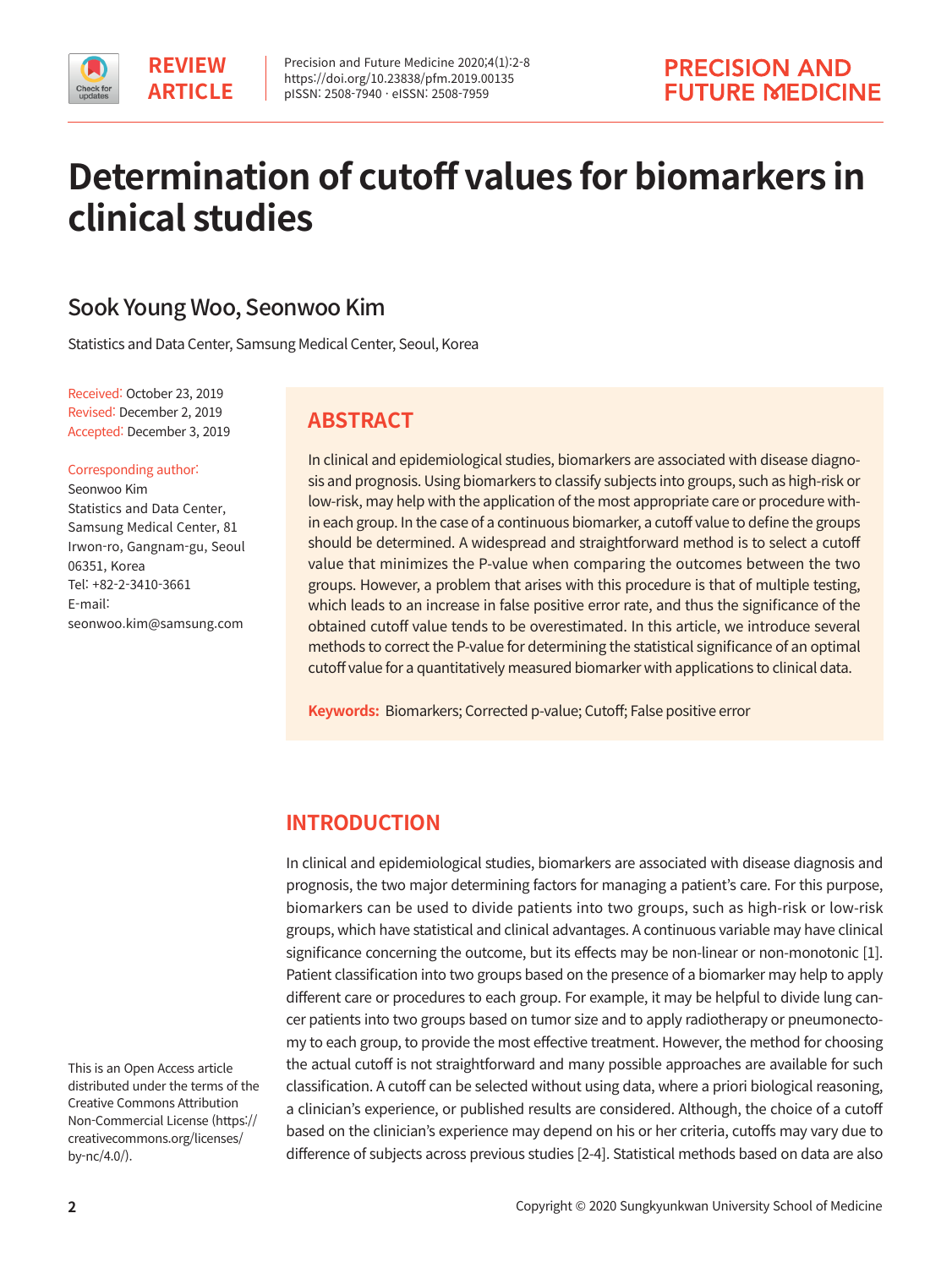REVIEW ARTICLE

# Determination of cutoff values for biomarkers in clinical studies

## Sook Young Woo, Seonwoo Kim

Statistics and Data Center, Samsung Medical Center, Seoul, Korea

Received: October 23, 2019
Revised: December 2, 2019
Accepted: December 3, 2019

Corresponding author:
Seonwoo Kim
Statistics and Data Center, Samsung Medical Center, 81 Irwon-ro, Gangnam-gu, Seoul 06351, Korea
Tel: +82-2-3410-3661
E-mail: seonwoo.kim@samsung.com

## ABSTRACT

In clinical and epidemiological studies, biomarkers are associated with disease diagnosis and prognosis. Using biomarkers to classify subjects into groups, such as high-risk or low-risk, may help with the application of the most appropriate care or procedure within each group. In the case of a continuous biomarker, a cutoff value to define the groups should be determined. A widespread and straightforward method is to select a cutoff value that minimizes the P-value when comparing the outcomes between the two groups. However, a problem that arises with this procedure is that of multiple testing, which leads to an increase in false positive error rate, and thus the significance of the obtained cutoff value tends to be overestimated. In this article, we introduce several methods to correct the P-value for determining the statistical significance of an optimal cutoff value for a quantitatively measured biomarker with applications to clinical data.

**Keywords:** Biomarkers; Corrected p-value; Cutoff; False positive error

## INTRODUCTION

In clinical and epidemiological studies, biomarkers are associated with disease diagnosis and prognosis, the two major determining factors for managing a patient's care. For this purpose, biomarkers can be used to divide patients into two groups, such as high-risk or low-risk groups, which have statistical and clinical advantages. A continuous variable may have clinical significance concerning the outcome, but its effects may be non-linear or non-monotonic [1]. Patient classification into two groups based on the presence of a biomarker may help to apply different care or procedures to each group. For example, it may be helpful to divide lung cancer patients into two groups based on tumor size and to apply radiotherapy or pneumonectomy to each group, to provide the most effective treatment. However, the method for choosing the actual cutoff is not straightforward and many possible approaches are available for such classification. A cutoff can be selected without using data, where a priori biological reasoning, a clinician's experience, or published results are considered. Although, the choice of a cutoff based on the clinician's experience may depend on his or her criteria, cutoffs may vary due to difference of subjects across previous studies [2-4]. Statistical methods based on data are also

This is an Open Access article distributed under the terms of the Creative Commons Attribution Non-Commercial License (https://creativecommons.org/licenses/by-nc/4.0/).

Copyright © 2020 Sungkyunkwan University School of Medicine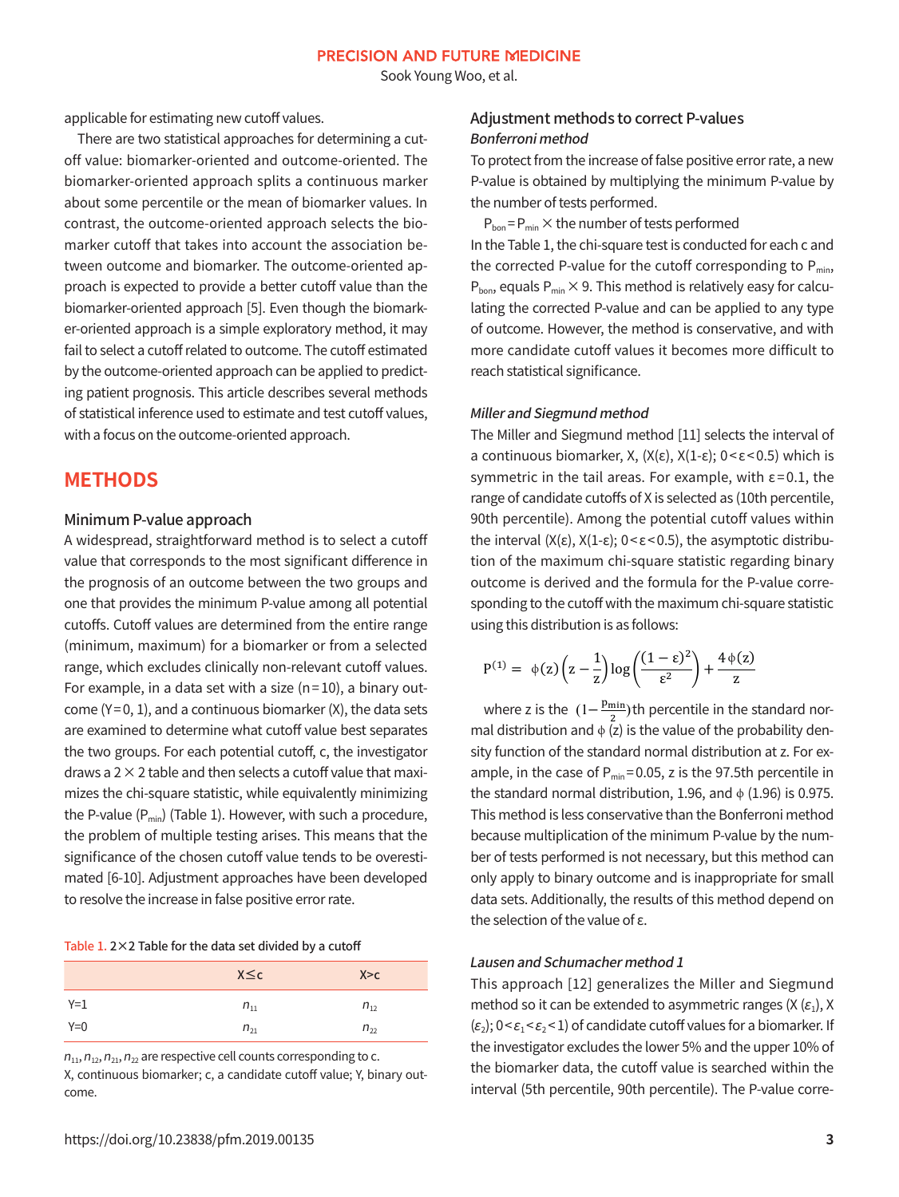applicable for estimating new cutoff values.

There are two statistical approaches for determining a cutoff value: biomarker-oriented and outcome-oriented. The biomarker-oriented approach splits a continuous marker about some percentile or the mean of biomarker values. In contrast, the outcome-oriented approach selects the biomarker cutoff that takes into account the association between outcome and biomarker. The outcome-oriented approach is expected to provide a better cutoff value than the biomarker-oriented approach [5]. Even though the biomarker-oriented approach is a simple exploratory method, it may fail to select a cutoff related to outcome. The cutoff estimated by the outcome-oriented approach can be applied to predicting patient prognosis. This article describes several methods of statistical inference used to estimate and test cutoff values, with a focus on the outcome-oriented approach.

# METHODS

## Minimum P-value approach

A widespread, straightforward method is to select a cutoff value that corresponds to the most significant difference in the prognosis of an outcome between the two groups and one that provides the minimum P-value among all potential cutoffs. Cutoff values are determined from the entire range (minimum, maximum) for a biomarker or from a selected range, which excludes clinically non-relevant cutoff values. For example, in a data set with a size (n=10), a binary outcome (Y=0, 1), and a continuous biomarker (X), the data sets are examined to determine what cutoff value best separates the two groups. For each potential cutoff, c, the investigator draws a 2 × 2 table and then selects a cutoff value that maximizes the chi-square statistic, while equivalently minimizing the P-value ($P_{min}$) (Table 1). However, with such a procedure, the problem of multiple testing arises. This means that the significance of the chosen cutoff value tends to be overestimated [6-10]. Adjustment approaches have been developed to resolve the increase in false positive error rate.

Table 1. 2×2 Table for the data set divided by a cutoff

| | X≤c | X>c |
|---|---|---|
| Y=1 | $n_{11}$ | $n_{12}$ |
| Y=0 | $n_{21}$ | $n_{22}$ |

$n_{11}$, $n_{12}$, $n_{21}$, $n_{22}$ are respective cell counts corresponding to c.
X, continuous biomarker; c, a candidate cutoff value; Y, binary outcome.

## Adjustment methods to correct P-values

### *Bonferroni method*

To protect from the increase of false positive error rate, a new P-value is obtained by multiplying the minimum P-value by the number of tests performed.

$P_{bon}=P_{min}$ × the number of tests performed

In the Table 1, the chi-square test is conducted for each c and the corrected P-value for the cutoff corresponding to $P_{min}$, $P_{bon}$, equals $P_{min} \times 9$. This method is relatively easy for calculating the corrected P-value and can be applied to any type of outcome. However, the method is conservative, and with more candidate cutoff values it becomes more difficult to reach statistical significance.

### *Miller and Siegmund method*

The Miller and Siegmund method [11] selects the interval of a continuous biomarker, X, (X(ε), X(1-ε); 0<ε<0.5) which is symmetric in the tail areas. For example, with ε=0.1, the range of candidate cutoffs of X is selected as (10th percentile, 90th percentile). Among the potential cutoff values within the interval (X(ε), X(1-ε); 0<ε<0.5), the asymptotic distribution of the maximum chi-square statistic regarding binary outcome is derived and the formula for the P-value corresponding to the cutoff with the maximum chi-square statistic using this distribution is as follows:

$$P^{(1)} = \phi(z)\left(z - \frac{1}{z}\right)\log\left(\frac{(1-\varepsilon)^2}{\varepsilon^2}\right) + \frac{4\phi(z)}{z}$$

where z is the $(1-\frac{P_{min}}{2})$th percentile in the standard normal distribution and ϕ (z) is the value of the probability density function of the standard normal distribution at z. For example, in the case of $P_{min}$=0.05, z is the 97.5th percentile in the standard normal distribution, 1.96, and ϕ (1.96) is 0.975. This method is less conservative than the Bonferroni method because multiplication of the minimum P-value by the number of tests performed is not necessary, but this method can only apply to binary outcome and is inappropriate for small data sets. Additionally, the results of this method depend on the selection of the value of ε.

### *Lausen and Schumacher method 1*

This approach [12] generalizes the Miller and Siegmund method so it can be extended to asymmetric ranges (X ($\varepsilon_1$), X ($\varepsilon_2$); 0<$\varepsilon_1$<$\varepsilon_2$<1) of candidate cutoff values for a biomarker. If the investigator excludes the lower 5% and the upper 10% of the biomarker data, the cutoff value is searched within the interval (5th percentile, 90th percentile). The P-value corre-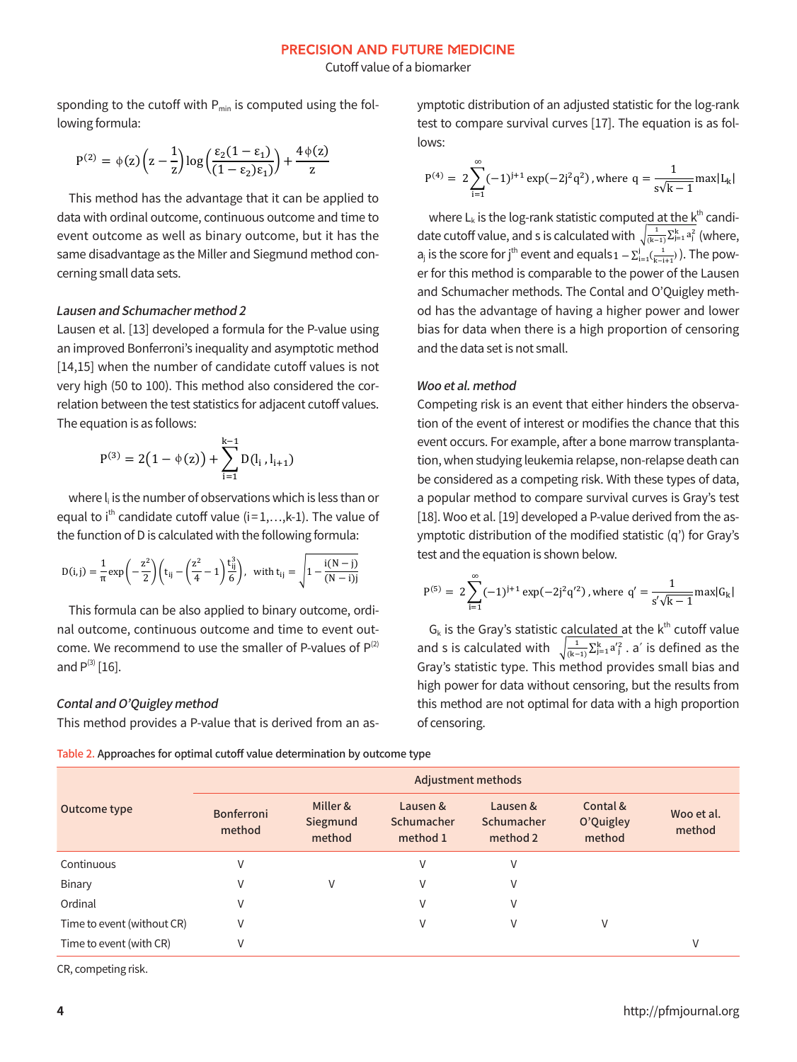sponding to the cutoff with $P_{min}$ is computed using the following formula:

$$P^{(2)} = \phi(z)\left(z - \frac{1}{z}\right)\log\left(\frac{\varepsilon_2(1-\varepsilon_1)}{(1-\varepsilon_2)\varepsilon_1}\right) + \frac{4\,\phi(z)}{z}$$

This method has the advantage that it can be applied to data with ordinal outcome, continuous outcome and time to event outcome as well as binary outcome, but it has the same disadvantage as the Miller and Siegmund method concerning small data sets.

*Lausen and Schumacher method 2*

Lausen et al. [13] developed a formula for the P-value using an improved Bonferroni's inequality and asymptotic method [14,15] when the number of candidate cutoff values is not very high (50 to 100). This method also considered the correlation between the test statistics for adjacent cutoff values. The equation is as follows:

$$P^{(3)} = 2\left(1 - \phi(z)\right) + \sum_{i=1}^{k-1} D\left(l_i, l_{i+1}\right)$$

where $l_i$ is the number of observations which is less than or equal to $i^{th}$ candidate cutoff value (i=1,…,k-1). The value of the function of D is calculated with the following formula:

$$D(i,j) = \frac{1}{\pi}\exp\left(-\frac{z^2}{2}\right)\left(t_{ij} - \left(\frac{z^2}{4} - 1\right)\frac{t_{ij}^3}{6}\right),\ \text{ with } t_{ij} = \sqrt{1 - \frac{i(N-j)}{(N-i)j}}$$

This formula can be also applied to binary outcome, ordinal outcome, continuous outcome and time to event outcome. We recommend to use the smaller of P-values of $P^{(2)}$ and $P^{(3)}$ [16].

*Contal and O'Quigley method*

This method provides a P-value that is derived from an asymptotic distribution of an adjusted statistic for the log-rank test to compare survival curves [17]. The equation is as follows:

$$P^{(4)} = 2\sum_{i=1}^{\infty}(-1)^{j+1}\exp(-2j^2q^2)\text{, where } q = \frac{1}{s\sqrt{k-1}}\max|L_k|$$

where $L_k$ is the log-rank statistic computed at the $k^{th}$ candidate cutoff value, and s is calculated with $\sqrt{\frac{1}{(k-1)}\sum_{j=1}^{k} a_j^2}$ (where, $a_j$ is the score for $j^{th}$ event and equals $1 - \sum_{i=1}^{j}\left(\frac{1}{k-i+1}\right)$). The power for this method is comparable to the power of the Lausen and Schumacher methods. The Contal and O'Quigley method has the advantage of having a higher power and lower bias for data when there is a high proportion of censoring and the data set is not small.

*Woo et al. method*

Competing risk is an event that either hinders the observation of the event of interest or modifies the chance that this event occurs. For example, after a bone marrow transplantation, when studying leukemia relapse, non-relapse death can be considered as a competing risk. With these types of data, a popular method to compare survival curves is Gray's test [18]. Woo et al. [19] developed a P-value derived from the asymptotic distribution of the modified statistic (q') for Gray's test and the equation is shown below.

$$P^{(5)} = 2\sum_{i=1}^{\infty}(-1)^{j+1}\exp(-2j^2q'^2)\text{, where } q' = \frac{1}{s'\sqrt{k-1}}\max|G_k|$$

$G_k$ is the Gray's statistic calculated at the $k^{th}$ cutoff value and s is calculated with $\sqrt{\frac{1}{(k-1)}\sum_{j=1}^{k} a'^2_j}$. a' is defined as the Gray's statistic type. This method provides small bias and high power for data without censoring, but the results from this method are not optimal for data with a high proportion of censoring.

Table 2. Approaches for optimal cutoff value determination by outcome type

| Outcome type | Adjustment methods | | | | | |
|---|---|---|---|---|---|---|
| | Bonferroni method | Miller & Siegmund method | Lausen & Schumacher method 1 | Lausen & Schumacher method 2 | Contal & O'Quigley method | Woo et al. method |
| Continuous | V | | V | V | | |
| Binary | V | V | V | V | | |
| Ordinal | V | | V | V | | |
| Time to event (without CR) | V | | V | V | V | |
| Time to event (with CR) | V | | | | | V |

CR, competing risk.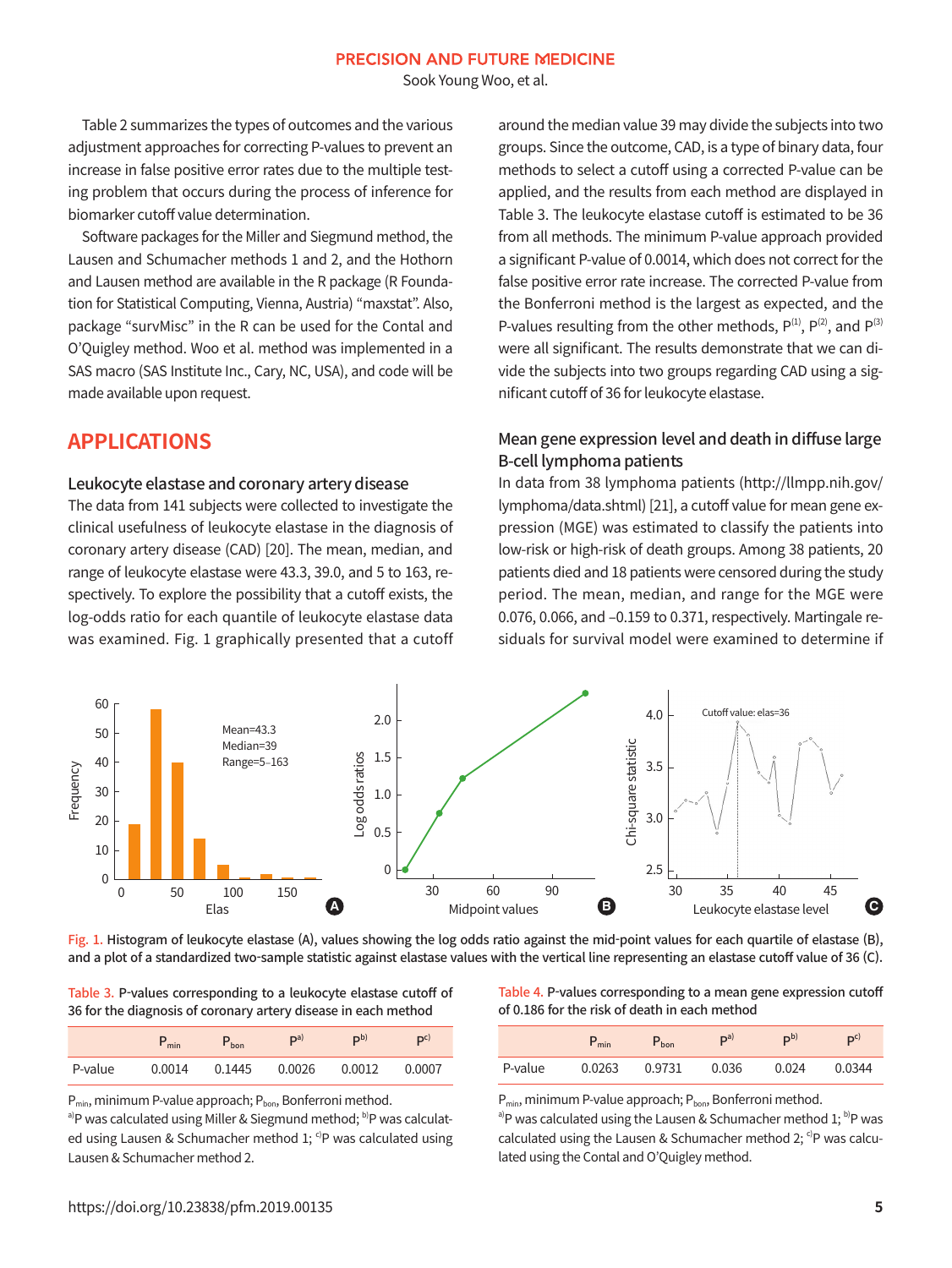Table 2 summarizes the types of outcomes and the various adjustment approaches for correcting P-values to prevent an increase in false positive error rates due to the multiple testing problem that occurs during the process of inference for biomarker cutoff value determination.

Software packages for the Miller and Siegmund method, the Lausen and Schumacher methods 1 and 2, and the Hothorn and Lausen method are available in the R package (R Foundation for Statistical Computing, Vienna, Austria) "maxstat". Also, package "survMisc" in the R can be used for the Contal and O'Quigley method. Woo et al. method was implemented in a SAS macro (SAS Institute Inc., Cary, NC, USA), and code will be made available upon request.

# APPLICATIONS

## Leukocyte elastase and coronary artery disease

The data from 141 subjects were collected to investigate the clinical usefulness of leukocyte elastase in the diagnosis of coronary artery disease (CAD) [20]. The mean, median, and range of leukocyte elastase were 43.3, 39.0, and 5 to 163, respectively. To explore the possibility that a cutoff exists, the log-odds ratio for each quantile of leukocyte elastase data was examined. Fig. 1 graphically presented that a cutoff around the median value 39 may divide the subjects into two groups. Since the outcome, CAD, is a type of binary data, four methods to select a cutoff using a corrected P-value can be applied, and the results from each method are displayed in Table 3. The leukocyte elastase cutoff is estimated to be 36 from all methods. The minimum P-value approach provided a significant P-value of 0.0014, which does not correct for the false positive error rate increase. The corrected P-value from the Bonferroni method is the largest as expected, and the P-values resulting from the other methods, $P^{(1)}$, $P^{(2)}$, and $P^{(3)}$ were all significant. The results demonstrate that we can divide the subjects into two groups regarding CAD using a significant cutoff of 36 for leukocyte elastase.

## Mean gene expression level and death in diffuse large B-cell lymphoma patients

In data from 38 lymphoma patients (http://llmpp.nih.gov/lymphoma/data.shtml) [21], a cutoff value for mean gene expression (MGE) was estimated to classify the patients into low-risk or high-risk of death groups. Among 38 patients, 20 patients died and 18 patients were censored during the study period. The mean, median, and range for the MGE were 0.076, 0.066, and –0.159 to 0.371, respectively. Martingale residuals for survival model were examined to determine if

Fig. 1. Histogram of leukocyte elastase (A), values showing the log odds ratio against the mid-point values for each quartile of elastase (B), and a plot of a standardized two-sample statistic against elastase values with the vertical line representing an elastase cutoff value of 36 (C).

Table 3. P-values corresponding to a leukocyte elastase cutoff of 36 for the diagnosis of coronary artery disease in each method

| | $P_{min}$ | $P_{bon}$ | P[a] | P[b] | P[c] |
|---|---|---|---|---|---|
| P-value | 0.0014 | 0.1445 | 0.0026 | 0.0012 | 0.0007 |

$P_{min}$, minimum P-value approach; $P_{bon}$, Bonferroni method.
[a]P was calculated using Miller & Siegmund method; [b]P was calculated using Lausen & Schumacher method 1; [c]P was calculated using Lausen & Schumacher method 2.

Table 4. P-values corresponding to a mean gene expression cutoff of 0.186 for the risk of death in each method

| | $P_{min}$ | $P_{bon}$ | P[a] | P[b] | P[c] |
|---|---|---|---|---|---|
| P-value | 0.0263 | 0.9731 | 0.036 | 0.024 | 0.0344 |

$P_{min}$, minimum P-value approach; $P_{bon}$, Bonferroni method.
[a]P was calculated using the Lausen & Schumacher method 1; [b]P was calculated using the Lausen & Schumacher method 2; [c]P was calculated using the Contal and O'Quigley method.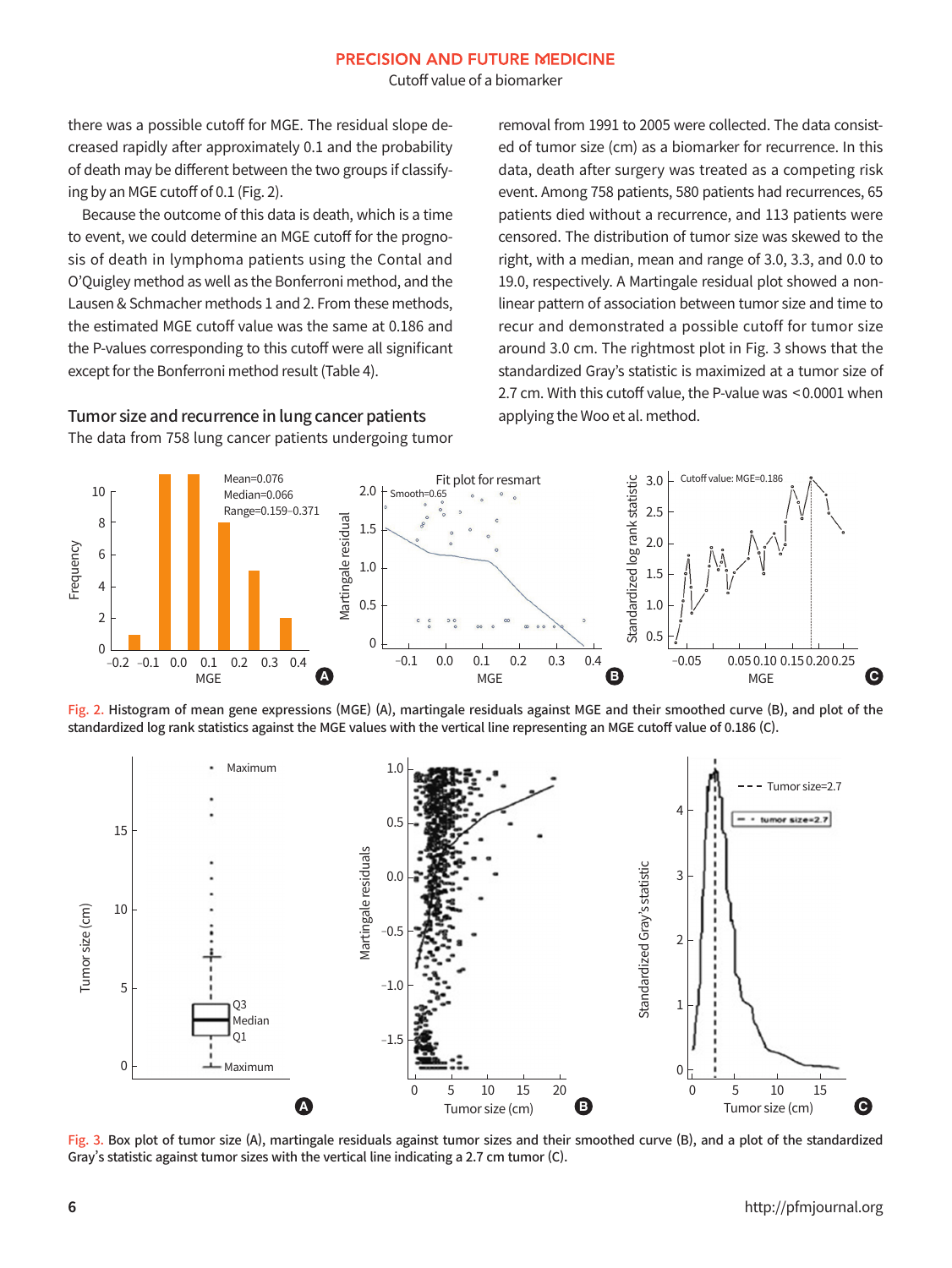there was a possible cutoff for MGE. The residual slope decreased rapidly after approximately 0.1 and the probability of death may be different between the two groups if classifying by an MGE cutoff of 0.1 (Fig. 2).

Because the outcome of this data is death, which is a time to event, we could determine an MGE cutoff for the prognosis of death in lymphoma patients using the Contal and O'Quigley method as well as the Bonferroni method, and the Lausen & Schmacher methods 1 and 2. From these methods, the estimated MGE cutoff value was the same at 0.186 and the P-values corresponding to this cutoff were all significant except for the Bonferroni method result (Table 4).

### Tumor size and recurrence in lung cancer patients

The data from 758 lung cancer patients undergoing tumor removal from 1991 to 2005 were collected. The data consisted of tumor size (cm) as a biomarker for recurrence. In this data, death after surgery was treated as a competing risk event. Among 758 patients, 580 patients had recurrences, 65 patients died without a recurrence, and 113 patients were censored. The distribution of tumor size was skewed to the right, with a median, mean and range of 3.0, 3.3, and 0.0 to 19.0, respectively. A Martingale residual plot showed a nonlinear pattern of association between tumor size and time to recur and demonstrated a possible cutoff for tumor size around 3.0 cm. The rightmost plot in Fig. 3 shows that the standardized Gray's statistic is maximized at a tumor size of 2.7 cm. With this cutoff value, the P-value was <0.0001 when applying the Woo et al. method.

Fig. 2. Histogram of mean gene expressions (MGE) (A), martingale residuals against MGE and their smoothed curve (B), and plot of the standardized log rank statistics against the MGE values with the vertical line representing an MGE cutoff value of 0.186 (C).

Fig. 3. Box plot of tumor size (A), martingale residuals against tumor sizes and their smoothed curve (B), and a plot of the standardized Gray's statistic against tumor sizes with the vertical line indicating a 2.7 cm tumor (C).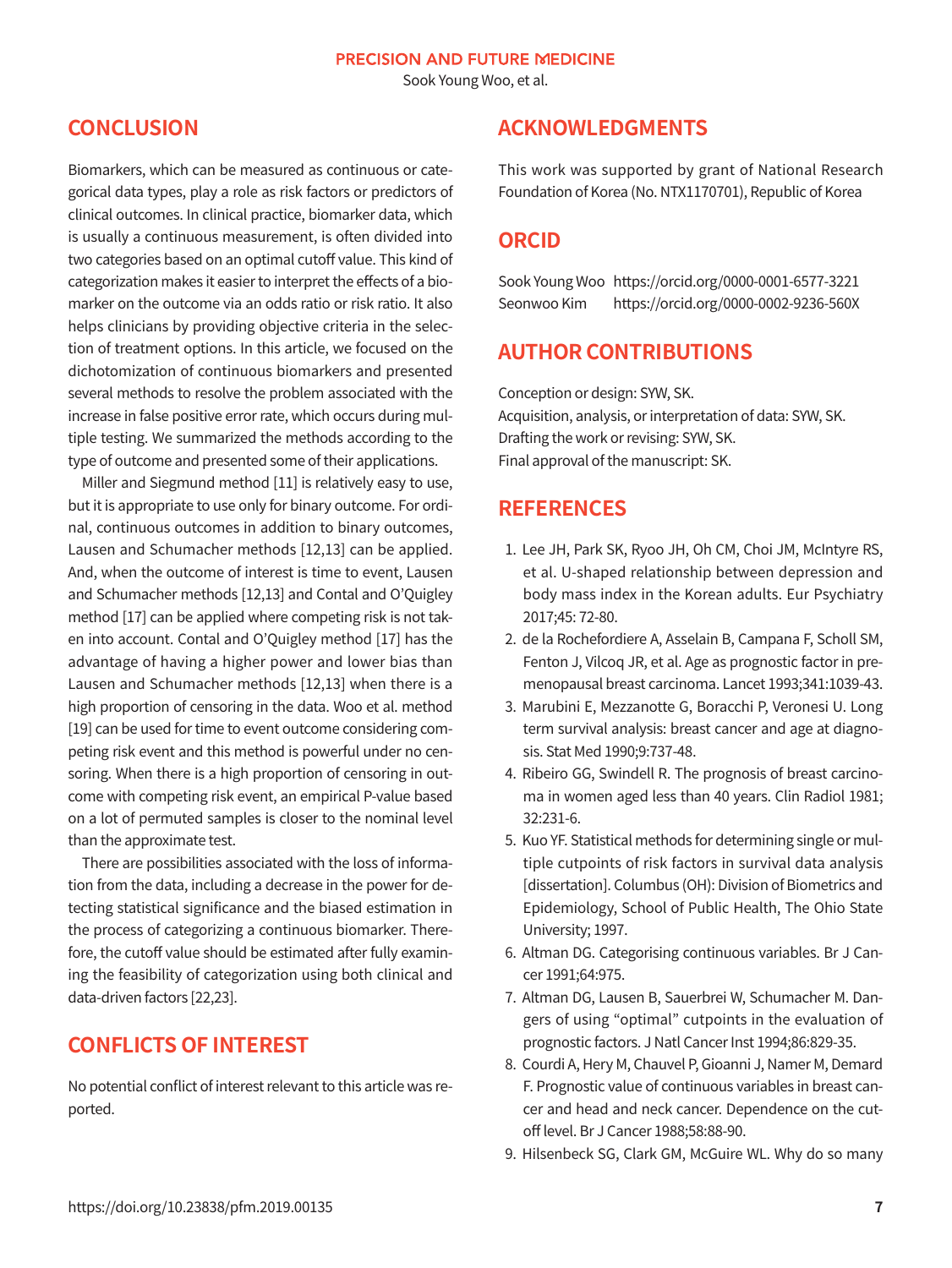## CONCLUSION

Biomarkers, which can be measured as continuous or categorical data types, play a role as risk factors or predictors of clinical outcomes. In clinical practice, biomarker data, which is usually a continuous measurement, is often divided into two categories based on an optimal cutoff value. This kind of categorization makes it easier to interpret the effects of a biomarker on the outcome via an odds ratio or risk ratio. It also helps clinicians by providing objective criteria in the selection of treatment options. In this article, we focused on the dichotomization of continuous biomarkers and presented several methods to resolve the problem associated with the increase in false positive error rate, which occurs during multiple testing. We summarized the methods according to the type of outcome and presented some of their applications.

Miller and Siegmund method [11] is relatively easy to use, but it is appropriate to use only for binary outcome. For ordinal, continuous outcomes in addition to binary outcomes, Lausen and Schumacher methods [12,13] can be applied. And, when the outcome of interest is time to event, Lausen and Schumacher methods [12,13] and Contal and O'Quigley method [17] can be applied where competing risk is not taken into account. Contal and O'Quigley method [17] has the advantage of having a higher power and lower bias than Lausen and Schumacher methods [12,13] when there is a high proportion of censoring in the data. Woo et al. method [19] can be used for time to event outcome considering competing risk event and this method is powerful under no censoring. When there is a high proportion of censoring in outcome with competing risk event, an empirical P-value based on a lot of permuted samples is closer to the nominal level than the approximate test.

There are possibilities associated with the loss of information from the data, including a decrease in the power for detecting statistical significance and the biased estimation in the process of categorizing a continuous biomarker. Therefore, the cutoff value should be estimated after fully examining the feasibility of categorization using both clinical and data-driven factors [22,23].

## CONFLICTS OF INTEREST

No potential conflict of interest relevant to this article was reported.

## ACKNOWLEDGMENTS

This work was supported by grant of National Research Foundation of Korea (No. NTX1170701), Republic of Korea

## ORCID

Sook Young Woo https://orcid.org/0000-0001-6577-3221
Seonwoo Kim https://orcid.org/0000-0002-9236-560X

## AUTHOR CONTRIBUTIONS

Conception or design: SYW, SK.
Acquisition, analysis, or interpretation of data: SYW, SK.
Drafting the work or revising: SYW, SK.
Final approval of the manuscript: SK.

## REFERENCES

1. Lee JH, Park SK, Ryoo JH, Oh CM, Choi JM, McIntyre RS, et al. U-shaped relationship between depression and body mass index in the Korean adults. Eur Psychiatry 2017;45: 72-80.
2. de la Rochefordiere A, Asselain B, Campana F, Scholl SM, Fenton J, Vilcoq JR, et al. Age as prognostic factor in premenopausal breast carcinoma. Lancet 1993;341:1039-43.
3. Marubini E, Mezzanotte G, Boracchi P, Veronesi U. Long term survival analysis: breast cancer and age at diagnosis. Stat Med 1990;9:737-48.
4. Ribeiro GG, Swindell R. The prognosis of breast carcinoma in women aged less than 40 years. Clin Radiol 1981; 32:231-6.
5. Kuo YF. Statistical methods for determining single or multiple cutpoints of risk factors in survival data analysis [dissertation]. Columbus (OH): Division of Biometrics and Epidemiology, School of Public Health, The Ohio State University; 1997.
6. Altman DG. Categorising continuous variables. Br J Cancer 1991;64:975.
7. Altman DG, Lausen B, Sauerbrei W, Schumacher M. Dangers of using "optimal" cutpoints in the evaluation of prognostic factors. J Natl Cancer Inst 1994;86:829-35.
8. Courdi A, Hery M, Chauvel P, Gioanni J, Namer M, Demard F. Prognostic value of continuous variables in breast cancer and head and neck cancer. Dependence on the cutoff level. Br J Cancer 1988;58:88-90.
9. Hilsenbeck SG, Clark GM, McGuire WL. Why do so many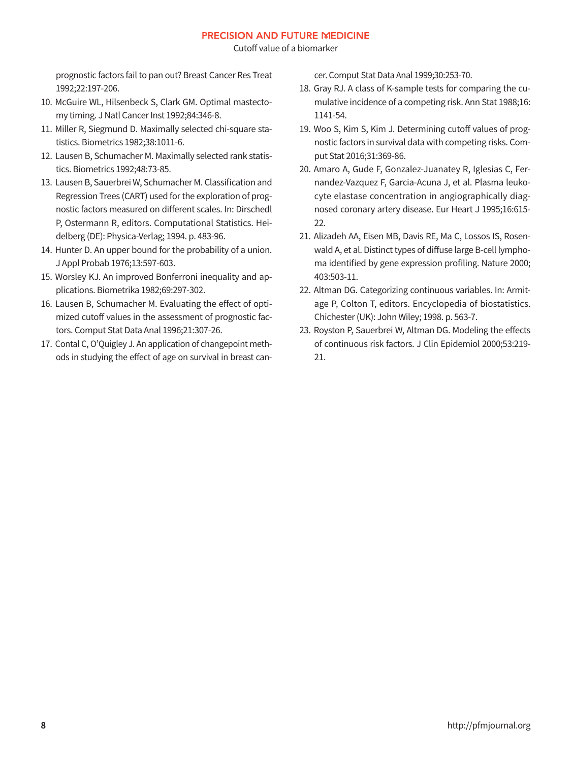prognostic factors fail to pan out? Breast Cancer Res Treat 1992;22:197-206.

10. McGuire WL, Hilsenbeck S, Clark GM. Optimal mastectomy timing. J Natl Cancer Inst 1992;84:346-8.
11. Miller R, Siegmund D. Maximally selected chi-square statistics. Biometrics 1982;38:1011-6.
12. Lausen B, Schumacher M. Maximally selected rank statistics. Biometrics 1992;48:73-85.
13. Lausen B, Sauerbrei W, Schumacher M. Classification and Regression Trees (CART) used for the exploration of prognostic factors measured on different scales. In: Dirschedl P, Ostermann R, editors. Computational Statistics. Heidelberg (DE): Physica-Verlag; 1994. p. 483-96.
14. Hunter D. An upper bound for the probability of a union. J Appl Probab 1976;13:597-603.
15. Worsley KJ. An improved Bonferroni inequality and applications. Biometrika 1982;69:297-302.
16. Lausen B, Schumacher M. Evaluating the effect of optimized cutoff values in the assessment of prognostic factors. Comput Stat Data Anal 1996;21:307-26.
17. Contal C, O'Quigley J. An application of changepoint methods in studying the effect of age on survival in breast cancer. Comput Stat Data Anal 1999;30:253-70.
18. Gray RJ. A class of K-sample tests for comparing the cumulative incidence of a competing risk. Ann Stat 1988;16:1141-54.
19. Woo S, Kim S, Kim J. Determining cutoff values of prognostic factors in survival data with competing risks. Comput Stat 2016;31:369-86.
20. Amaro A, Gude F, Gonzalez-Juanatey R, Iglesias C, Fernandez-Vazquez F, Garcia-Acuna J, et al. Plasma leukocyte elastase concentration in angiographically diagnosed coronary artery disease. Eur Heart J 1995;16:615-22.
21. Alizadeh AA, Eisen MB, Davis RE, Ma C, Lossos IS, Rosenwald A, et al. Distinct types of diffuse large B-cell lymphoma identified by gene expression profiling. Nature 2000;403:503-11.
22. Altman DG. Categorizing continuous variables. In: Armitage P, Colton T, editors. Encyclopedia of biostatistics. Chichester (UK): John Wiley; 1998. p. 563-7.
23. Royston P, Sauerbrei W, Altman DG. Modeling the effects of continuous risk factors. J Clin Epidemiol 2000;53:219-21.